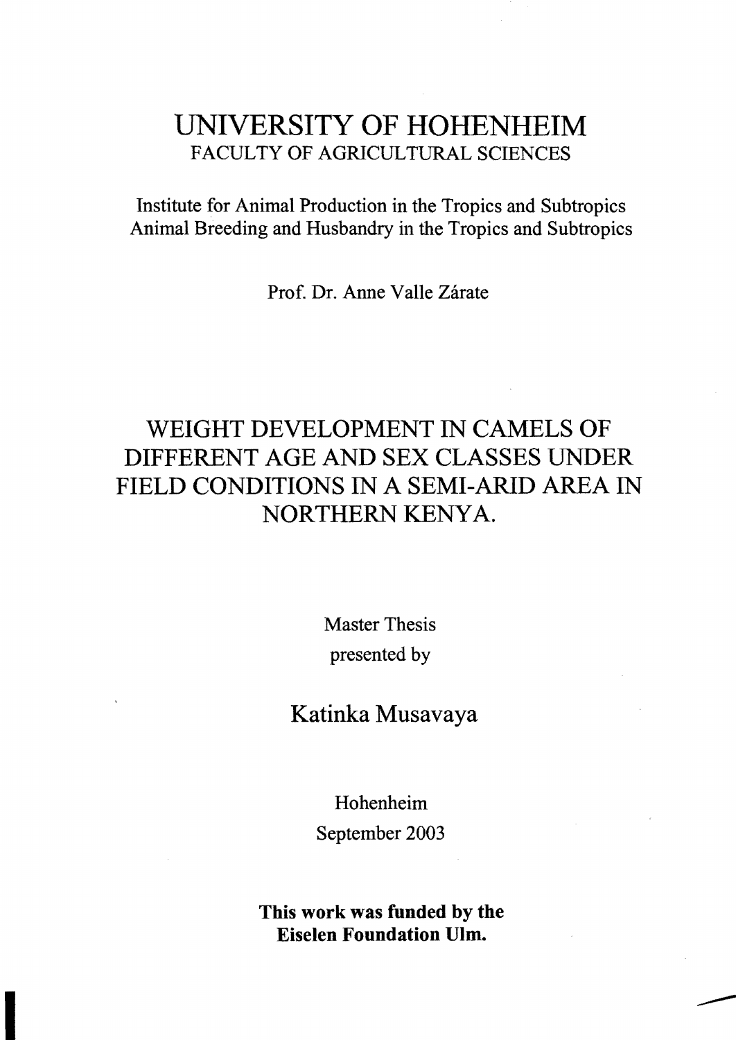# UNIVERSITY OF HOHENHEIM

FACULTY OF AGRICULTURAL SCIENCES

Institute for Animal Production in the Tropics and Subtropics
Animal Breeding and Husbandry in the Tropics and Subtropics

Prof. Dr. Anne Valle Zárate

# WEIGHT DEVELOPMENT IN CAMELS OF DIFFERENT AGE AND SEX CLASSES UNDER FIELD CONDITIONS IN A SEMI-ARID AREA IN NORTHERN KENYA.

Master Thesis
presented by

## Katinka Musavaya

Hohenheim
September 2003

**This work was funded by the Eiselen Foundation Ulm.**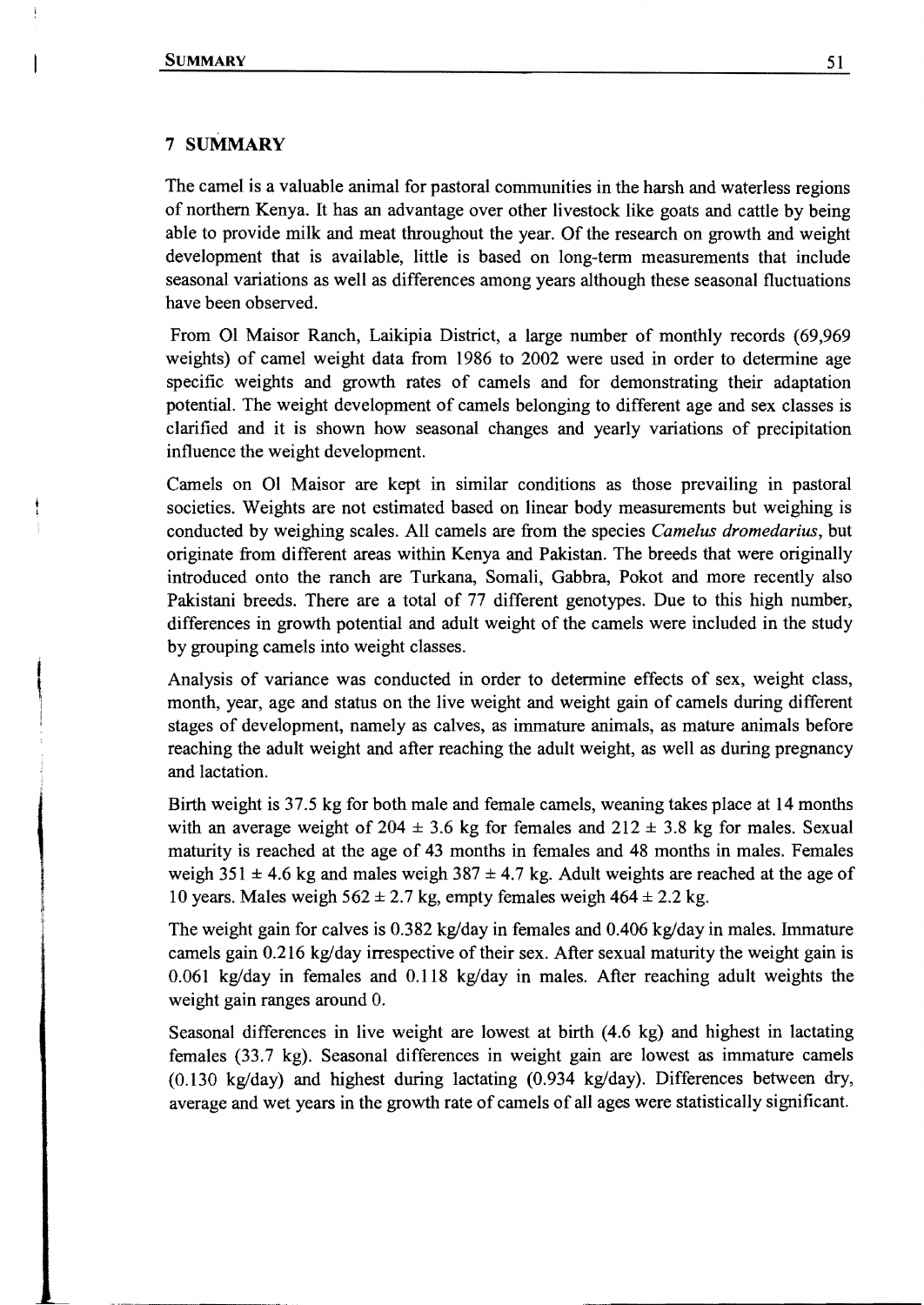## 7 SUMMARY

The camel is a valuable animal for pastoral communities in the harsh and waterless regions of northern Kenya. It has an advantage over other livestock like goats and cattle by being able to provide milk and meat throughout the year. Of the research on growth and weight development that is available, little is based on long-term measurements that include seasonal variations as well as differences among years although these seasonal fluctuations have been observed.

From Ol Maisor Ranch, Laikipia District, a large number of monthly records (69,969 weights) of camel weight data from 1986 to 2002 were used in order to determine age specific weights and growth rates of camels and for demonstrating their adaptation potential. The weight development of camels belonging to different age and sex classes is clarified and it is shown how seasonal changes and yearly variations of precipitation influence the weight development.

Camels on Ol Maisor are kept in similar conditions as those prevailing in pastoral societies. Weights are not estimated based on linear body measurements but weighing is conducted by weighing scales. All camels are from the species *Camelus dromedarius*, but originate from different areas within Kenya and Pakistan. The breeds that were originally introduced onto the ranch are Turkana, Somali, Gabbra, Pokot and more recently also Pakistani breeds. There are a total of 77 different genotypes. Due to this high number, differences in growth potential and adult weight of the camels were included in the study by grouping camels into weight classes.

Analysis of variance was conducted in order to determine effects of sex, weight class, month, year, age and status on the live weight and weight gain of camels during different stages of development, namely as calves, as immature animals, as mature animals before reaching the adult weight and after reaching the adult weight, as well as during pregnancy and lactation.

Birth weight is 37.5 kg for both male and female camels, weaning takes place at 14 months with an average weight of $204 \pm 3.6$ kg for females and $212 \pm 3.8$ kg for males. Sexual maturity is reached at the age of 43 months in females and 48 months in males. Females weigh $351 \pm 4.6$ kg and males weigh $387 \pm 4.7$ kg. Adult weights are reached at the age of 10 years. Males weigh $562 \pm 2.7$ kg, empty females weigh $464 \pm 2.2$ kg.

The weight gain for calves is 0.382 kg/day in females and 0.406 kg/day in males. Immature camels gain 0.216 kg/day irrespective of their sex. After sexual maturity the weight gain is 0.061 kg/day in females and 0.118 kg/day in males. After reaching adult weights the weight gain ranges around 0.

Seasonal differences in live weight are lowest at birth (4.6 kg) and highest in lactating females (33.7 kg). Seasonal differences in weight gain are lowest as immature camels (0.130 kg/day) and highest during lactating (0.934 kg/day). Differences between dry, average and wet years in the growth rate of camels of all ages were statistically significant.